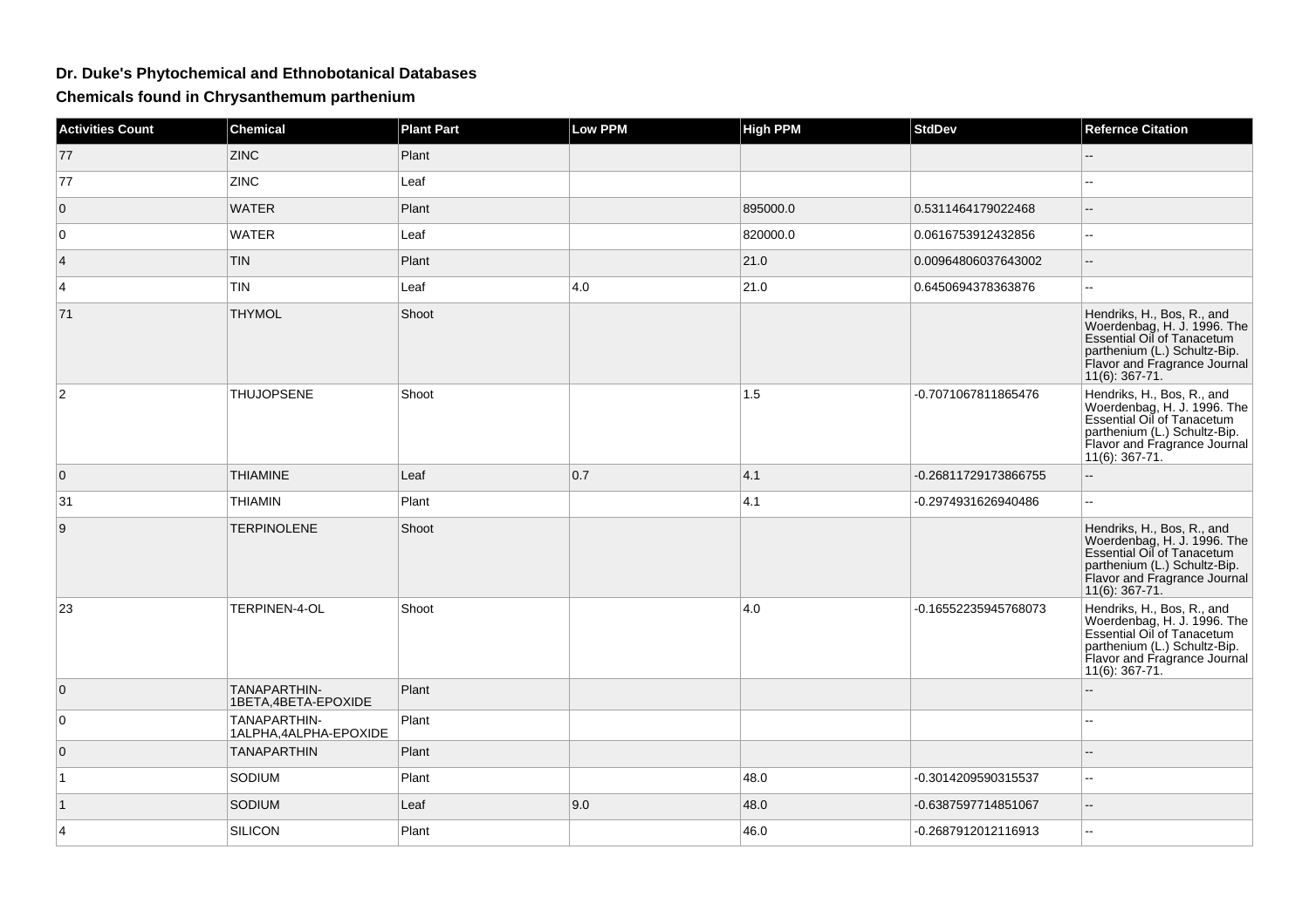# Dr. Duke's Phytochemical and Ethnobotanical Databases

## Chemicals found in Chrysanthemum parthenium

| Activities Count | Chemical | Plant Part | Low PPM | High PPM | StdDev | Refernce Citation |
|---|---|---|---|---|---|---|
| 77 | ZINC | Plant | | | | -- |
| 77 | ZINC | Leaf | | | | -- |
| 0 | WATER | Plant | | 895000.0 | 0.5311464179022468 | -- |
| 0 | WATER | Leaf | | 820000.0 | 0.0616753912432856 | -- |
| 4 | TIN | Plant | | 21.0 | 0.00964806037643002 | -- |
| 4 | TIN | Leaf | 4.0 | 21.0 | 0.6450694378363876 | -- |
| 71 | THYMOL | Shoot | | | | Hendriks, H., Bos, R., and Woerdenbag, H. J. 1996. The Essential Oil of Tanacetum parthenium (L.) Schultz-Bip. Flavor and Fragrance Journal 11(6): 367-71. |
| 2 | THUJOPSENE | Shoot | | 1.5 | -0.7071067811865476 | Hendriks, H., Bos, R., and Woerdenbag, H. J. 1996. The Essential Oil of Tanacetum parthenium (L.) Schultz-Bip. Flavor and Fragrance Journal 11(6): 367-71. |
| 0 | THIAMINE | Leaf | 0.7 | 4.1 | -0.26811729173866755 | -- |
| 31 | THIAMIN | Plant | | 4.1 | -0.2974931626940486 | -- |
| 9 | TERPINOLENE | Shoot | | | | Hendriks, H., Bos, R., and Woerdenbag, H. J. 1996. The Essential Oil of Tanacetum parthenium (L.) Schultz-Bip. Flavor and Fragrance Journal 11(6): 367-71. |
| 23 | TERPINEN-4-OL | Shoot | | 4.0 | -0.16552235945768073 | Hendriks, H., Bos, R., and Woerdenbag, H. J. 1996. The Essential Oil of Tanacetum parthenium (L.) Schultz-Bip. Flavor and Fragrance Journal 11(6): 367-71. |
| 0 | TANAPARTHIN-1BETA,4BETA-EPOXIDE | Plant | | | | -- |
| 0 | TANAPARTHIN-1ALPHA,4ALPHA-EPOXIDE | Plant | | | | -- |
| 0 | TANAPARTHIN | Plant | | | | -- |
| 1 | SODIUM | Plant | | 48.0 | -0.3014209590315537 | -- |
| 1 | SODIUM | Leaf | 9.0 | 48.0 | -0.6387597714851067 | -- |
| 4 | SILICON | Plant | | 46.0 | -0.2687912012116913 | -- |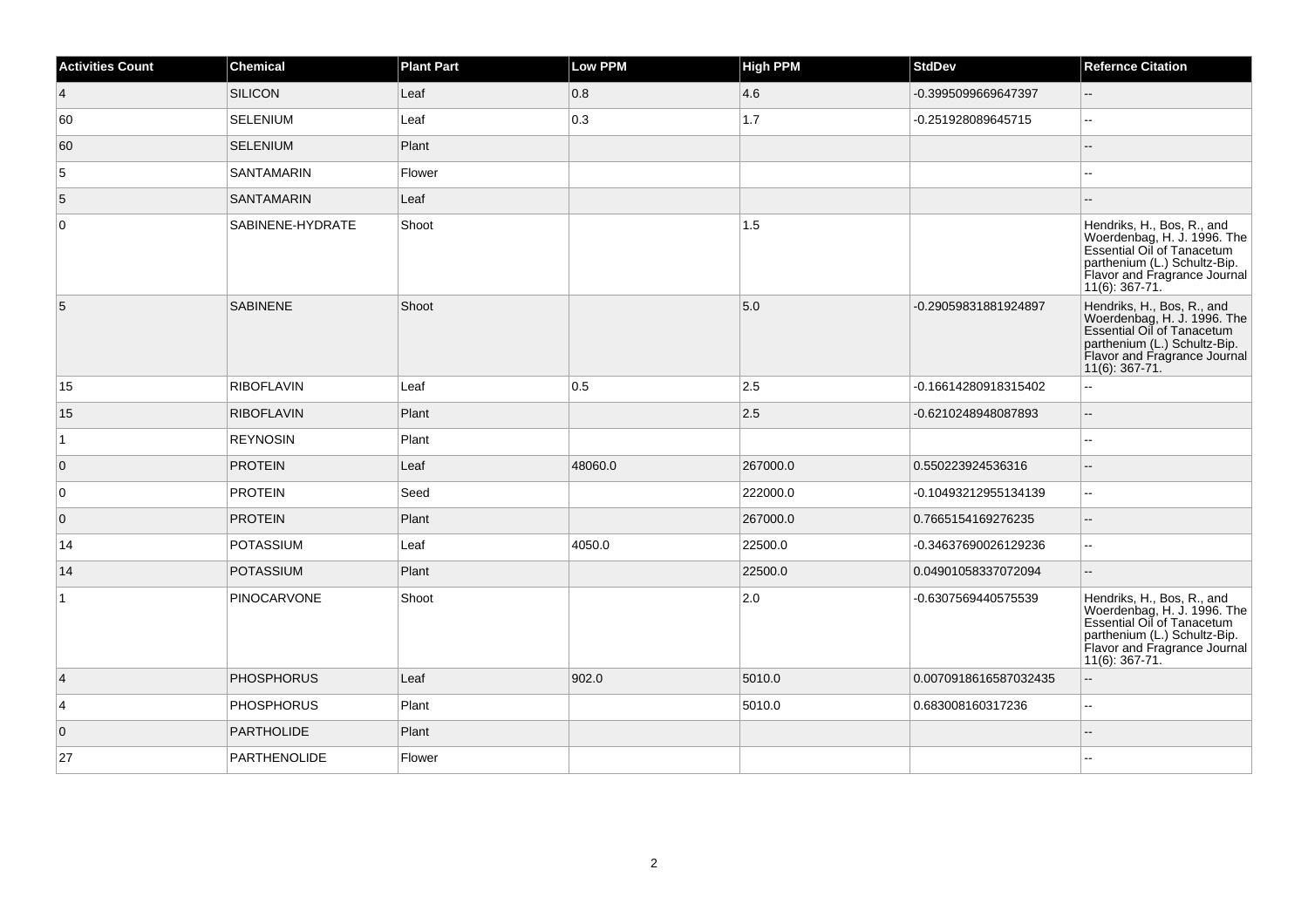| Activities Count | Chemical | Plant Part | Low PPM | High PPM | StdDev | Refernce Citation |
| --- | --- | --- | --- | --- | --- | --- |
| 4 | SILICON | Leaf | 0.8 | 4.6 | -0.3995099669647397 | -- |
| 60 | SELENIUM | Leaf | 0.3 | 1.7 | -0.251928089645715 | -- |
| 60 | SELENIUM | Plant | | | | -- |
| 5 | SANTAMARIN | Flower | | | | -- |
| 5 | SANTAMARIN | Leaf | | | | -- |
| 0 | SABINENE-HYDRATE | Shoot | | 1.5 | | Hendriks, H., Bos, R., and Woerdenbag, H. J. 1996. The Essential Oil of Tanacetum parthenium (L.) Schultz-Bip. Flavor and Fragrance Journal 11(6): 367-71. |
| 5 | SABINENE | Shoot | | 5.0 | -0.29059831881924897 | Hendriks, H., Bos, R., and Woerdenbag, H. J. 1996. The Essential Oil of Tanacetum parthenium (L.) Schultz-Bip. Flavor and Fragrance Journal 11(6): 367-71. |
| 15 | RIBOFLAVIN | Leaf | 0.5 | 2.5 | -0.16614280918315402 | -- |
| 15 | RIBOFLAVIN | Plant | | 2.5 | -0.6210248948087893 | -- |
| 1 | REYNOSIN | Plant | | | | -- |
| 0 | PROTEIN | Leaf | 48060.0 | 267000.0 | 0.550223924536316 | -- |
| 0 | PROTEIN | Seed | | 222000.0 | -0.10493212955134139 | -- |
| 0 | PROTEIN | Plant | | 267000.0 | 0.7665154169276235 | -- |
| 14 | POTASSIUM | Leaf | 4050.0 | 22500.0 | -0.34637690026129236 | -- |
| 14 | POTASSIUM | Plant | | 22500.0 | 0.04901058337072094 | -- |
| 1 | PINOCARVONE | Shoot | | 2.0 | -0.6307569440575539 | Hendriks, H., Bos, R., and Woerdenbag, H. J. 1996. The Essential Oil of Tanacetum parthenium (L.) Schultz-Bip. Flavor and Fragrance Journal 11(6): 367-71. |
| 4 | PHOSPHORUS | Leaf | 902.0 | 5010.0 | 0.0070918616587032435 | -- |
| 4 | PHOSPHORUS | Plant | | 5010.0 | 0.683008160317236 | -- |
| 0 | PARTHOLIDE | Plant | | | | -- |
| 27 | PARTHENOLIDE | Flower | | | | -- |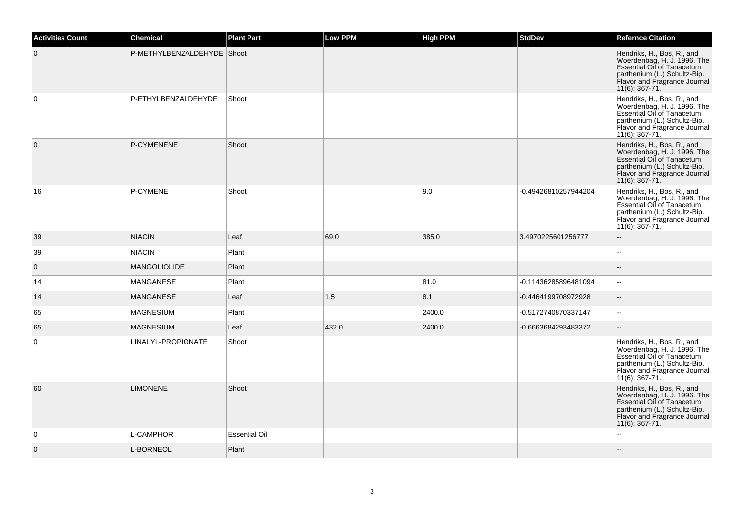| Activities Count | Chemical | Plant Part | Low PPM | High PPM | StdDev | Refernce Citation |
| --- | --- | --- | --- | --- | --- | --- |
| 0 | P-METHYLBENZALDEHYDE | Shoot | | | | Hendriks, H., Bos, R., and Woerdenbag, H. J. 1996. The Essential Oil of Tanacetum parthenium (L.) Schultz-Bip. Flavor and Fragrance Journal 11(6): 367-71. |
| 0 | P-ETHYLBENZALDEHYDE | Shoot | | | | Hendriks, H., Bos, R., and Woerdenbag, H. J. 1996. The Essential Oil of Tanacetum parthenium (L.) Schultz-Bip. Flavor and Fragrance Journal 11(6): 367-71. |
| 0 | P-CYMENENE | Shoot | | | | Hendriks, H., Bos, R., and Woerdenbag, H. J. 1996. The Essential Oil of Tanacetum parthenium (L.) Schultz-Bip. Flavor and Fragrance Journal 11(6): 367-71. |
| 16 | P-CYMENE | Shoot | | 9.0 | -0.49426810257944204 | Hendriks, H., Bos, R., and Woerdenbag, H. J. 1996. The Essential Oil of Tanacetum parthenium (L.) Schultz-Bip. Flavor and Fragrance Journal 11(6): 367-71. |
| 39 | NIACIN | Leaf | 69.0 | 385.0 | 3.4970225601256777 | -- |
| 39 | NIACIN | Plant | | | | -- |
| 0 | MANGOLIOLIDE | Plant | | | | -- |
| 14 | MANGANESE | Plant | | 81.0 | -0.11436285896481094 | -- |
| 14 | MANGANESE | Leaf | 1.5 | 8.1 | -0.4464199708972928 | -- |
| 65 | MAGNESIUM | Plant | | 2400.0 | -0.5172740870337147 | -- |
| 65 | MAGNESIUM | Leaf | 432.0 | 2400.0 | -0.6663684293483372 | -- |
| 0 | LINALYL-PROPIONATE | Shoot | | | | Hendriks, H., Bos, R., and Woerdenbag, H. J. 1996. The Essential Oil of Tanacetum parthenium (L.) Schultz-Bip. Flavor and Fragrance Journal 11(6): 367-71. |
| 60 | LIMONENE | Shoot | | | | Hendriks, H., Bos, R., and Woerdenbag, H. J. 1996. The Essential Oil of Tanacetum parthenium (L.) Schultz-Bip. Flavor and Fragrance Journal 11(6): 367-71. |
| 0 | L-CAMPHOR | Essential Oil | | | | -- |
| 0 | L-BORNEOL | Plant | | | | -- |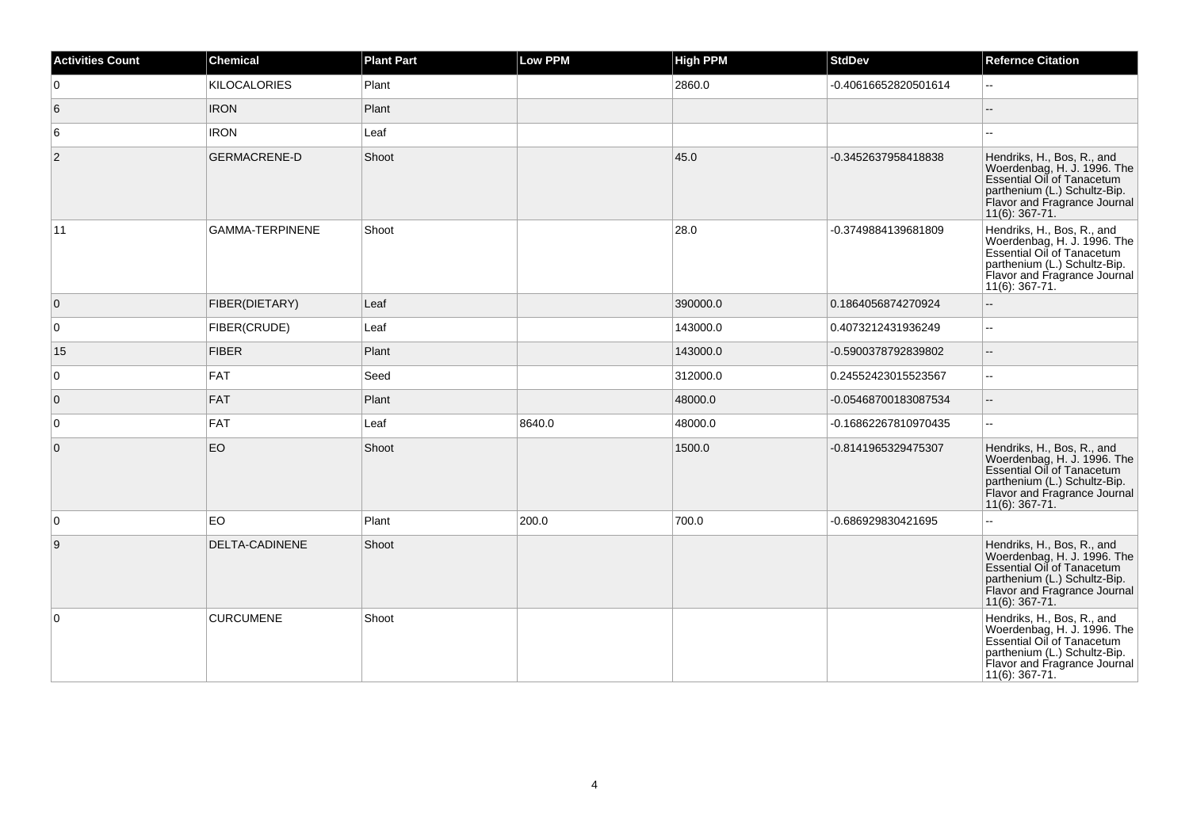| Activities Count | Chemical | Plant Part | Low PPM | High PPM | StdDev | Refernce Citation |
| --- | --- | --- | --- | --- | --- | --- |
| 0 | KILOCALORIES | Plant | | 2860.0 | -0.40616652820501614 | -- |
| 6 | IRON | Plant | | | | -- |
| 6 | IRON | Leaf | | | | -- |
| 2 | GERMACRENE-D | Shoot | | 45.0 | -0.3452637958418838 | Hendriks, H., Bos, R., and Woerdenbag, H. J. 1996. The Essential Oil of Tanacetum parthenium (L.) Schultz-Bip. Flavor and Fragrance Journal 11(6): 367-71. |
| 11 | GAMMA-TERPINENE | Shoot | | 28.0 | -0.3749884139681809 | Hendriks, H., Bos, R., and Woerdenbag, H. J. 1996. The Essential Oil of Tanacetum parthenium (L.) Schultz-Bip. Flavor and Fragrance Journal 11(6): 367-71. |
| 0 | FIBER(DIETARY) | Leaf | | 390000.0 | 0.1864056874270924 | -- |
| 0 | FIBER(CRUDE) | Leaf | | 143000.0 | 0.4073212431936249 | -- |
| 15 | FIBER | Plant | | 143000.0 | -0.5900378792839802 | -- |
| 0 | FAT | Seed | | 312000.0 | 0.24552423015523567 | -- |
| 0 | FAT | Plant | | 48000.0 | -0.05468700183087534 | -- |
| 0 | FAT | Leaf | 8640.0 | 48000.0 | -0.16862267810970435 | -- |
| 0 | EO | Shoot | | 1500.0 | -0.8141965329475307 | Hendriks, H., Bos, R., and Woerdenbag, H. J. 1996. The Essential Oil of Tanacetum parthenium (L.) Schultz-Bip. Flavor and Fragrance Journal 11(6): 367-71. |
| 0 | EO | Plant | 200.0 | 700.0 | -0.686929830421695 | -- |
| 9 | DELTA-CADINENE | Shoot | | | | Hendriks, H., Bos, R., and Woerdenbag, H. J. 1996. The Essential Oil of Tanacetum parthenium (L.) Schultz-Bip. Flavor and Fragrance Journal 11(6): 367-71. |
| 0 | CURCUMENE | Shoot | | | | Hendriks, H., Bos, R., and Woerdenbag, H. J. 1996. The Essential Oil of Tanacetum parthenium (L.) Schultz-Bip. Flavor and Fragrance Journal 11(6): 367-71. |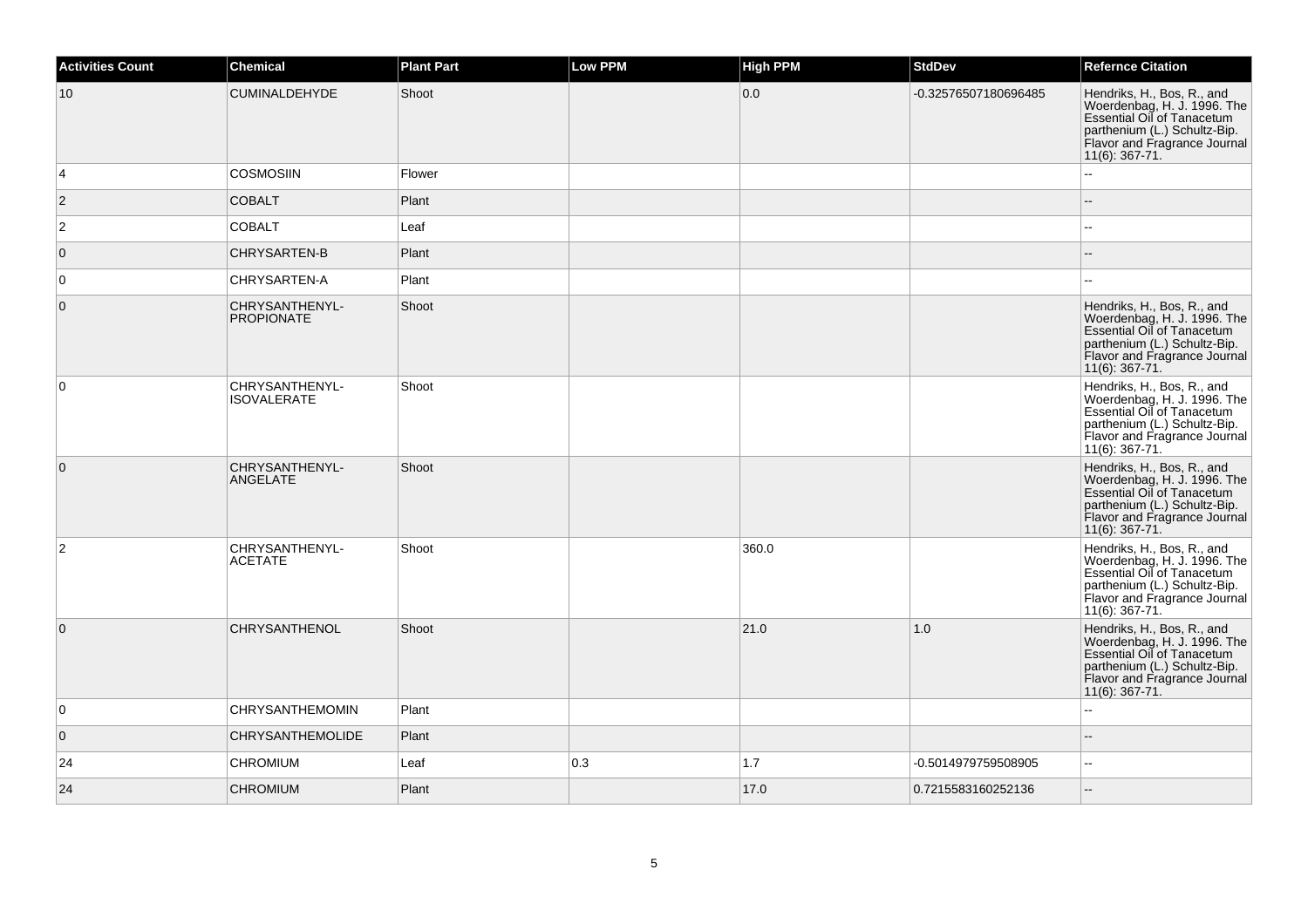| Activities Count | Chemical | Plant Part | Low PPM | High PPM | StdDev | Refernce Citation |
|---|---|---|---|---|---|---|
| 10 | CUMINALDEHYDE | Shoot | | 0.0 | -0.32576507180696485 | Hendriks, H., Bos, R., and Woerdenbag, H. J. 1996. The Essential Oil of Tanacetum parthenium (L.) Schultz-Bip. Flavor and Fragrance Journal 11(6): 367-71. |
| 4 | COSMOSIIN | Flower | | | | -- |
| 2 | COBALT | Plant | | | | -- |
| 2 | COBALT | Leaf | | | | -- |
| 0 | CHRYSARTEN-B | Plant | | | | -- |
| 0 | CHRYSARTEN-A | Plant | | | | -- |
| 0 | CHRYSANTHENYL-PROPIONATE | Shoot | | | | Hendriks, H., Bos, R., and Woerdenbag, H. J. 1996. The Essential Oil of Tanacetum parthenium (L.) Schultz-Bip. Flavor and Fragrance Journal 11(6): 367-71. |
| 0 | CHRYSANTHENYL-ISOVALERATE | Shoot | | | | Hendriks, H., Bos, R., and Woerdenbag, H. J. 1996. The Essential Oil of Tanacetum parthenium (L.) Schultz-Bip. Flavor and Fragrance Journal 11(6): 367-71. |
| 0 | CHRYSANTHENYL-ANGELATE | Shoot | | | | Hendriks, H., Bos, R., and Woerdenbag, H. J. 1996. The Essential Oil of Tanacetum parthenium (L.) Schultz-Bip. Flavor and Fragrance Journal 11(6): 367-71. |
| 2 | CHRYSANTHENYL-ACETATE | Shoot | | 360.0 | | Hendriks, H., Bos, R., and Woerdenbag, H. J. 1996. The Essential Oil of Tanacetum parthenium (L.) Schultz-Bip. Flavor and Fragrance Journal 11(6): 367-71. |
| 0 | CHRYSANTHENOL | Shoot | | 21.0 | 1.0 | Hendriks, H., Bos, R., and Woerdenbag, H. J. 1996. The Essential Oil of Tanacetum parthenium (L.) Schultz-Bip. Flavor and Fragrance Journal 11(6): 367-71. |
| 0 | CHRYSANTHEMOMIN | Plant | | | | -- |
| 0 | CHRYSANTHEMOLIDE | Plant | | | | -- |
| 24 | CHROMIUM | Leaf | 0.3 | 1.7 | -0.5014979759508905 | -- |
| 24 | CHROMIUM | Plant | | 17.0 | 0.7215583160252136 | -- |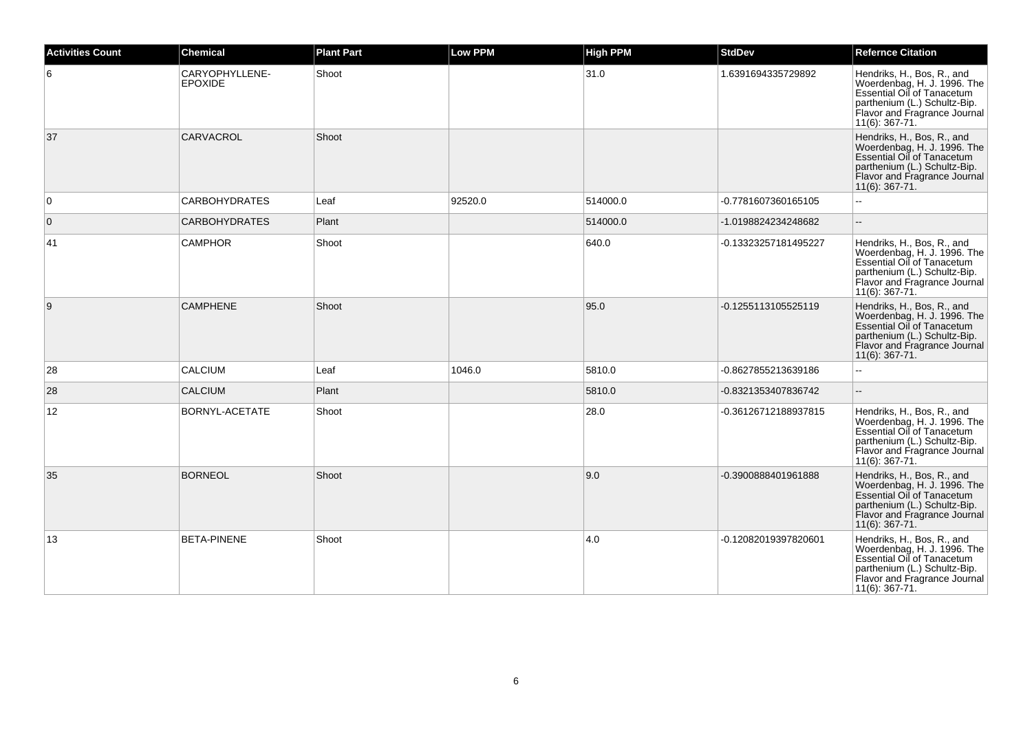| Activities Count | Chemical | Plant Part | Low PPM | High PPM | StdDev | Refernce Citation |
| --- | --- | --- | --- | --- | --- | --- |
| 6 | CARYOPHYLLENE-EPOXIDE | Shoot | | 31.0 | 1.6391694335729892 | Hendriks, H., Bos, R., and Woerdenbag, H. J. 1996. The Essential Oil of Tanacetum parthenium (L.) Schultz-Bip. Flavor and Fragrance Journal 11(6): 367-71. |
| 37 | CARVACROL | Shoot | | | | Hendriks, H., Bos, R., and Woerdenbag, H. J. 1996. The Essential Oil of Tanacetum parthenium (L.) Schultz-Bip. Flavor and Fragrance Journal 11(6): 367-71. |
| 0 | CARBOHYDRATES | Leaf | 92520.0 | 514000.0 | -0.7781607360165105 | -- |
| 0 | CARBOHYDRATES | Plant | | 514000.0 | -1.0198824234248682 | -- |
| 41 | CAMPHOR | Shoot | | 640.0 | -0.13323257181495227 | Hendriks, H., Bos, R., and Woerdenbag, H. J. 1996. The Essential Oil of Tanacetum parthenium (L.) Schultz-Bip. Flavor and Fragrance Journal 11(6): 367-71. |
| 9 | CAMPHENE | Shoot | | 95.0 | -0.1255113105525119 | Hendriks, H., Bos, R., and Woerdenbag, H. J. 1996. The Essential Oil of Tanacetum parthenium (L.) Schultz-Bip. Flavor and Fragrance Journal 11(6): 367-71. |
| 28 | CALCIUM | Leaf | 1046.0 | 5810.0 | -0.8627855213639186 | -- |
| 28 | CALCIUM | Plant | | 5810.0 | -0.8321353407836742 | -- |
| 12 | BORNYL-ACETATE | Shoot | | 28.0 | -0.36126712188937815 | Hendriks, H., Bos, R., and Woerdenbag, H. J. 1996. The Essential Oil of Tanacetum parthenium (L.) Schultz-Bip. Flavor and Fragrance Journal 11(6): 367-71. |
| 35 | BORNEOL | Shoot | | 9.0 | -0.3900888401961888 | Hendriks, H., Bos, R., and Woerdenbag, H. J. 1996. The Essential Oil of Tanacetum parthenium (L.) Schultz-Bip. Flavor and Fragrance Journal 11(6): 367-71. |
| 13 | BETA-PINENE | Shoot | | 4.0 | -0.12082019397820601 | Hendriks, H., Bos, R., and Woerdenbag, H. J. 1996. The Essential Oil of Tanacetum parthenium (L.) Schultz-Bip. Flavor and Fragrance Journal 11(6): 367-71. |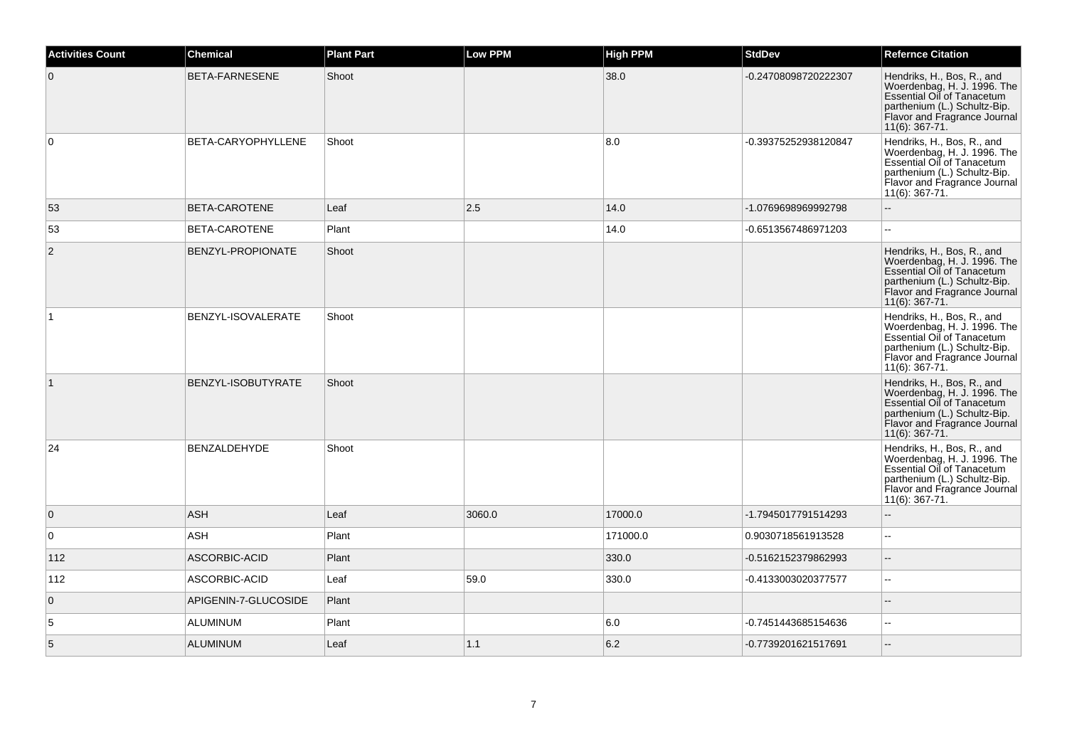| Activities Count | Chemical | Plant Part | Low PPM | High PPM | StdDev | Refernce Citation |
| --- | --- | --- | --- | --- | --- | --- |
| 0 | BETA-FARNESENE | Shoot | | 38.0 | -0.24708098720222307 | Hendriks, H., Bos, R., and Woerdenbag, H. J. 1996. The Essential Oil of Tanacetum parthenium (L.) Schultz-Bip. Flavor and Fragrance Journal 11(6): 367-71. |
| 0 | BETA-CARYOPHYLLENE | Shoot | | 8.0 | -0.39375252938120847 | Hendriks, H., Bos, R., and Woerdenbag, H. J. 1996. The Essential Oil of Tanacetum parthenium (L.) Schultz-Bip. Flavor and Fragrance Journal 11(6): 367-71. |
| 53 | BETA-CAROTENE | Leaf | 2.5 | 14.0 | -1.0769698969992798 | -- |
| 53 | BETA-CAROTENE | Plant | | 14.0 | -0.6513567486971203 | -- |
| 2 | BENZYL-PROPIONATE | Shoot | | | | Hendriks, H., Bos, R., and Woerdenbag, H. J. 1996. The Essential Oil of Tanacetum parthenium (L.) Schultz-Bip. Flavor and Fragrance Journal 11(6): 367-71. |
| 1 | BENZYL-ISOVALERATE | Shoot | | | | Hendriks, H., Bos, R., and Woerdenbag, H. J. 1996. The Essential Oil of Tanacetum parthenium (L.) Schultz-Bip. Flavor and Fragrance Journal 11(6): 367-71. |
| 1 | BENZYL-ISOBUTYRATE | Shoot | | | | Hendriks, H., Bos, R., and Woerdenbag, H. J. 1996. The Essential Oil of Tanacetum parthenium (L.) Schultz-Bip. Flavor and Fragrance Journal 11(6): 367-71. |
| 24 | BENZALDEHYDE | Shoot | | | | Hendriks, H., Bos, R., and Woerdenbag, H. J. 1996. The Essential Oil of Tanacetum parthenium (L.) Schultz-Bip. Flavor and Fragrance Journal 11(6): 367-71. |
| 0 | ASH | Leaf | 3060.0 | 17000.0 | -1.7945017791514293 | -- |
| 0 | ASH | Plant | | 171000.0 | 0.9030718561913528 | -- |
| 112 | ASCORBIC-ACID | Plant | | 330.0 | -0.5162152379862993 | -- |
| 112 | ASCORBIC-ACID | Leaf | 59.0 | 330.0 | -0.4133003020377577 | -- |
| 0 | APIGENIN-7-GLUCOSIDE | Plant | | | | -- |
| 5 | ALUMINUM | Plant | | 6.0 | -0.7451443685154636 | -- |
| 5 | ALUMINUM | Leaf | 1.1 | 6.2 | -0.7739201621517691 | -- |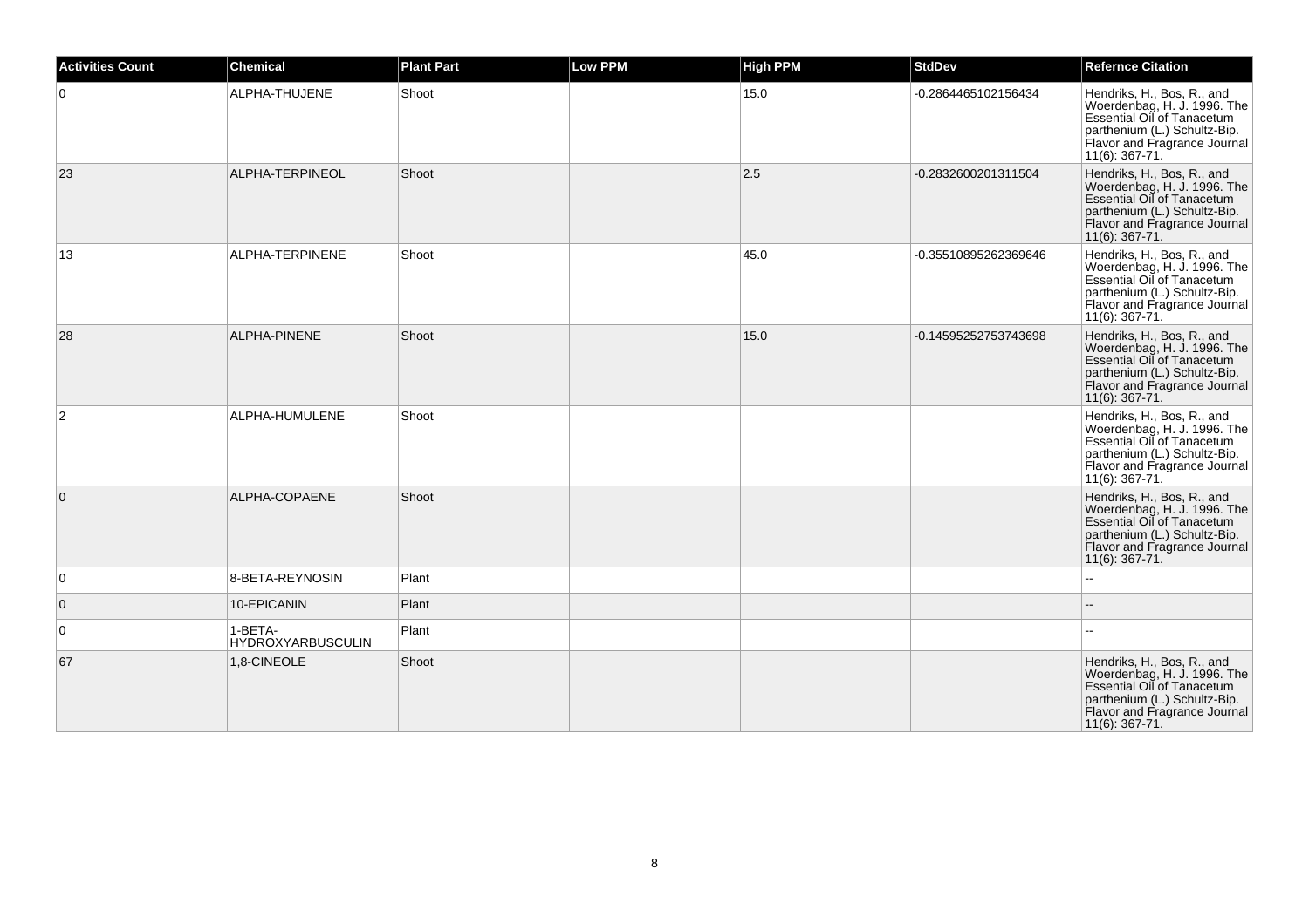| Activities Count | Chemical | Plant Part | Low PPM | High PPM | StdDev | Refernce Citation |
|---|---|---|---|---|---|---|
| 0 | ALPHA-THUJENE | Shoot | | 15.0 | -0.2864465102156434 | Hendriks, H., Bos, R., and Woerdenbag, H. J. 1996. The Essential Oil of Tanacetum parthenium (L.) Schultz-Bip. Flavor and Fragrance Journal 11(6): 367-71. |
| 23 | ALPHA-TERPINEOL | Shoot | | 2.5 | -0.2832600201311504 | Hendriks, H., Bos, R., and Woerdenbag, H. J. 1996. The Essential Oil of Tanacetum parthenium (L.) Schultz-Bip. Flavor and Fragrance Journal 11(6): 367-71. |
| 13 | ALPHA-TERPINENE | Shoot | | 45.0 | -0.35510895262369646 | Hendriks, H., Bos, R., and Woerdenbag, H. J. 1996. The Essential Oil of Tanacetum parthenium (L.) Schultz-Bip. Flavor and Fragrance Journal 11(6): 367-71. |
| 28 | ALPHA-PINENE | Shoot | | 15.0 | -0.14595252753743698 | Hendriks, H., Bos, R., and Woerdenbag, H. J. 1996. The Essential Oil of Tanacetum parthenium (L.) Schultz-Bip. Flavor and Fragrance Journal 11(6): 367-71. |
| 2 | ALPHA-HUMULENE | Shoot | | | | Hendriks, H., Bos, R., and Woerdenbag, H. J. 1996. The Essential Oil of Tanacetum parthenium (L.) Schultz-Bip. Flavor and Fragrance Journal 11(6): 367-71. |
| 0 | ALPHA-COPAENE | Shoot | | | | Hendriks, H., Bos, R., and Woerdenbag, H. J. 1996. The Essential Oil of Tanacetum parthenium (L.) Schultz-Bip. Flavor and Fragrance Journal 11(6): 367-71. |
| 0 | 8-BETA-REYNOSIN | Plant | | | | -- |
| 0 | 10-EPICANIN | Plant | | | | -- |
| 0 | 1-BETA-HYDROXYARBUSCULIN | Plant | | | | -- |
| 67 | 1,8-CINEOLE | Shoot | | | | Hendriks, H., Bos, R., and Woerdenbag, H. J. 1996. The Essential Oil of Tanacetum parthenium (L.) Schultz-Bip. Flavor and Fragrance Journal 11(6): 367-71. |